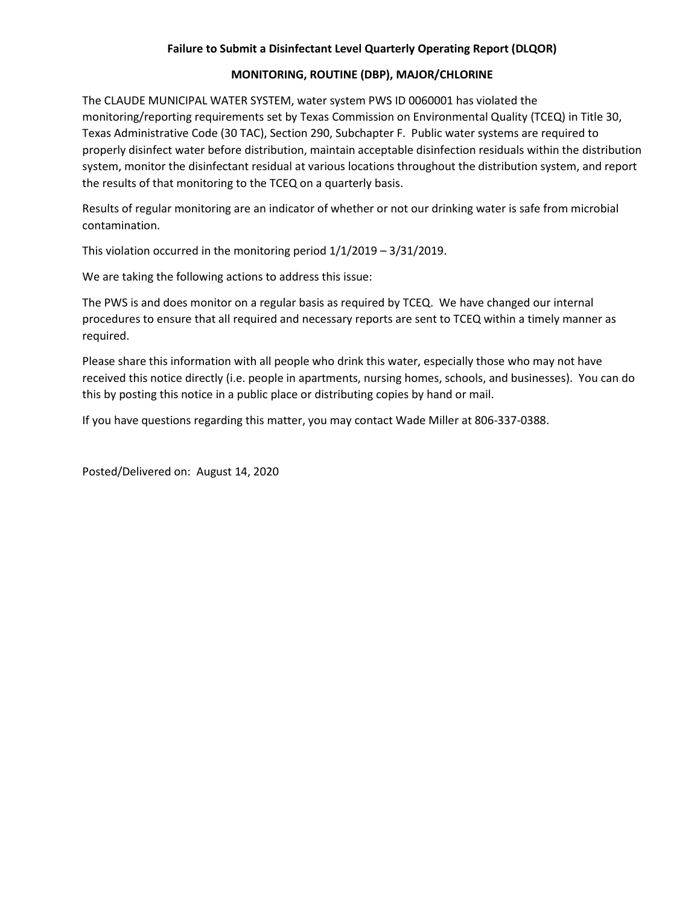**Failure to Submit a Disinfectant Level Quarterly Operating Report (DLQOR)**

**MONITORING, ROUTINE (DBP), MAJOR/CHLORINE**

The CLAUDE MUNICIPAL WATER SYSTEM, water system PWS ID 0060001 has violated the monitoring/reporting requirements set by Texas Commission on Environmental Quality (TCEQ) in Title 30, Texas Administrative Code (30 TAC), Section 290, Subchapter F. Public water systems are required to properly disinfect water before distribution, maintain acceptable disinfection residuals within the distribution system, monitor the disinfectant residual at various locations throughout the distribution system, and report the results of that monitoring to the TCEQ on a quarterly basis.

Results of regular monitoring are an indicator of whether or not our drinking water is safe from microbial contamination.

This violation occurred in the monitoring period 1/1/2019 – 3/31/2019.

We are taking the following actions to address this issue:

The PWS is and does monitor on a regular basis as required by TCEQ. We have changed our internal procedures to ensure that all required and necessary reports are sent to TCEQ within a timely manner as required.

Please share this information with all people who drink this water, especially those who may not have received this notice directly (i.e. people in apartments, nursing homes, schools, and businesses). You can do this by posting this notice in a public place or distributing copies by hand or mail.

If you have questions regarding this matter, you may contact Wade Miller at 806-337-0388.

Posted/Delivered on: August 14, 2020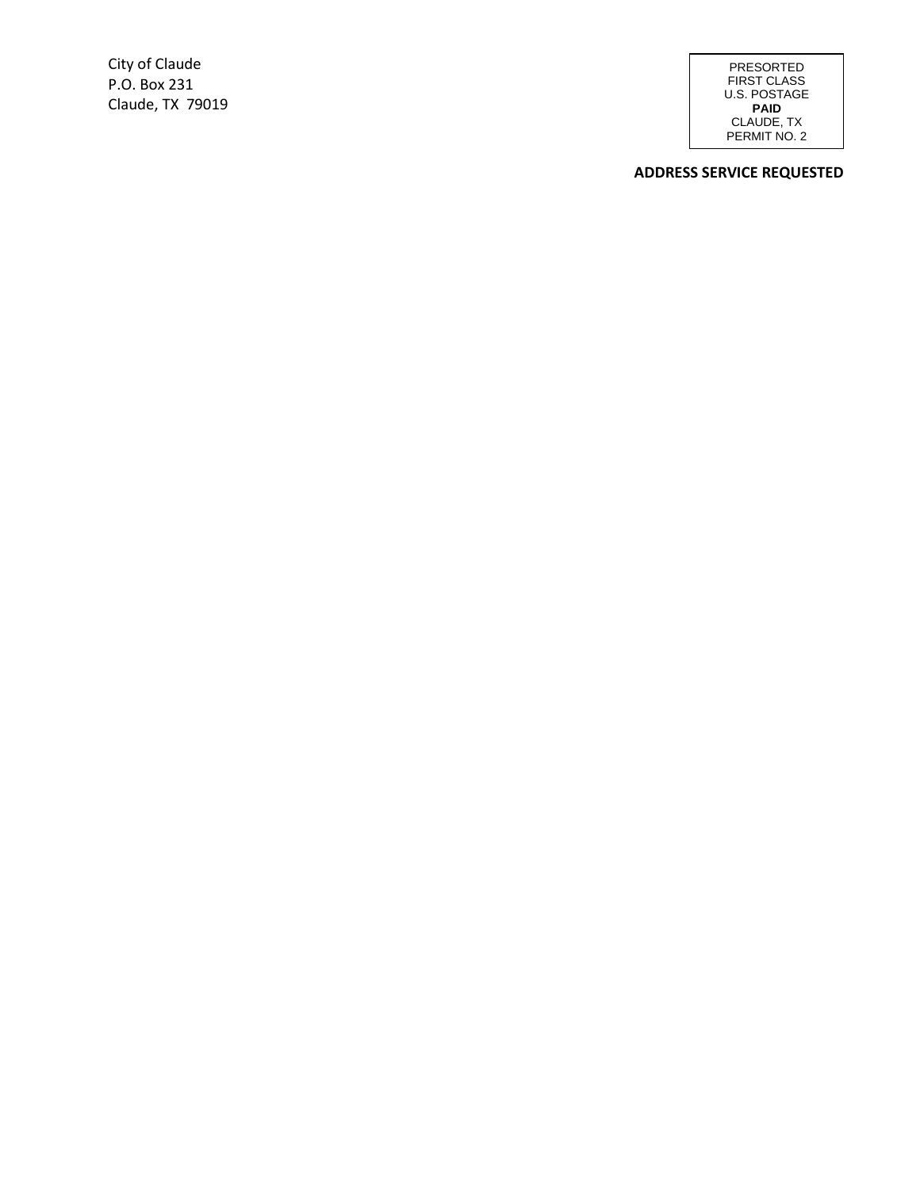City of Claude
P.O. Box 231
Claude, TX 79019

PRESORTED
FIRST CLASS
U.S. POSTAGE
**PAID**
CLAUDE, TX
PERMIT NO. 2

**ADDRESS SERVICE REQUESTED**